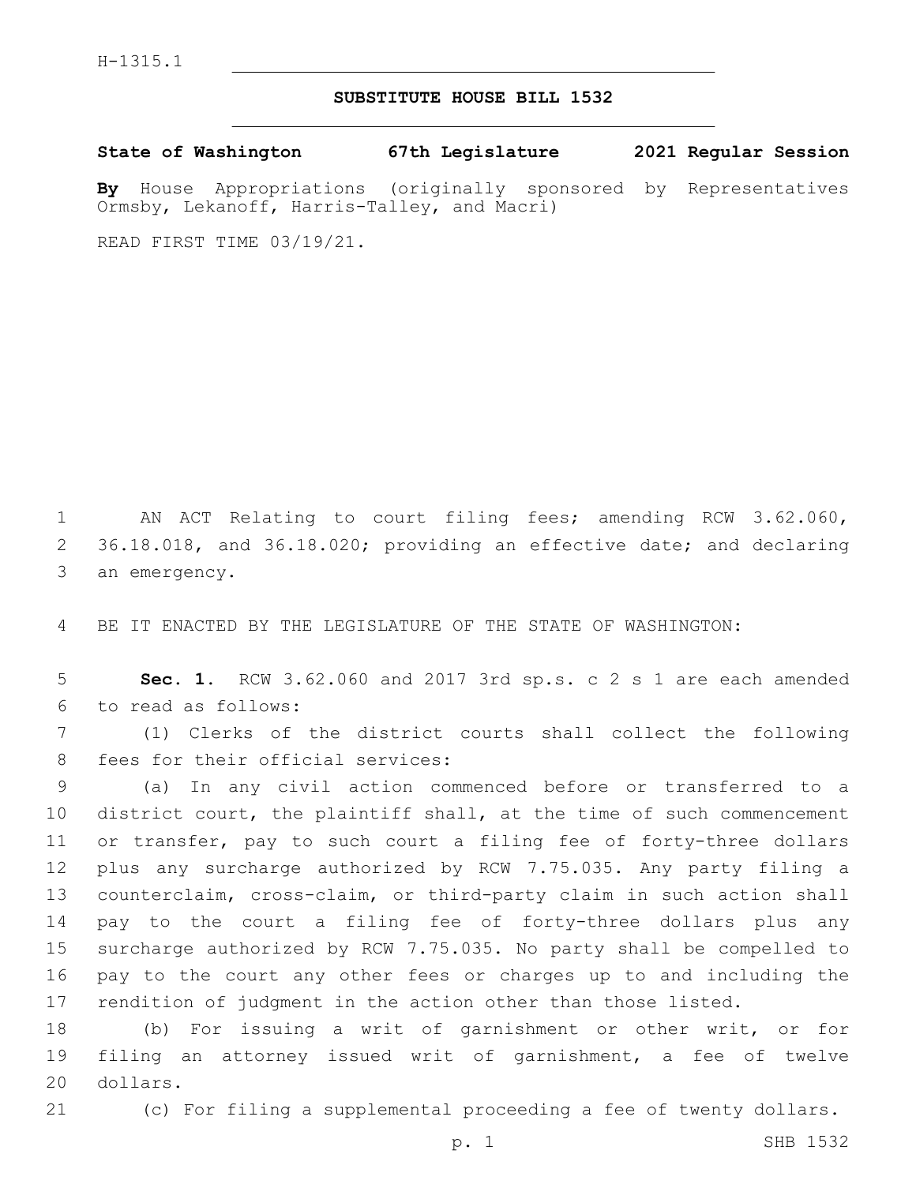H-1315.1

# SUBSTITUTE HOUSE BILL 1532

**State of Washington 67th Legislature 2021 Regular Session**

**By** House Appropriations (originally sponsored by Representatives Ormsby, Lekanoff, Harris-Talley, and Macri)

READ FIRST TIME 03/19/21.

AN ACT Relating to court filing fees; amending RCW 3.62.060, 36.18.018, and 36.18.020; providing an effective date; and declaring an emergency.

BE IT ENACTED BY THE LEGISLATURE OF THE STATE OF WASHINGTON:

**Sec. 1.** RCW 3.62.060 and 2017 3rd sp.s. c 2 s 1 are each amended to read as follows:

(1) Clerks of the district courts shall collect the following fees for their official services:

(a) In any civil action commenced before or transferred to a district court, the plaintiff shall, at the time of such commencement or transfer, pay to such court a filing fee of forty-three dollars plus any surcharge authorized by RCW 7.75.035. Any party filing a counterclaim, cross-claim, or third-party claim in such action shall pay to the court a filing fee of forty-three dollars plus any surcharge authorized by RCW 7.75.035. No party shall be compelled to pay to the court any other fees or charges up to and including the rendition of judgment in the action other than those listed.

(b) For issuing a writ of garnishment or other writ, or for filing an attorney issued writ of garnishment, a fee of twelve dollars.

(c) For filing a supplemental proceeding a fee of twenty dollars.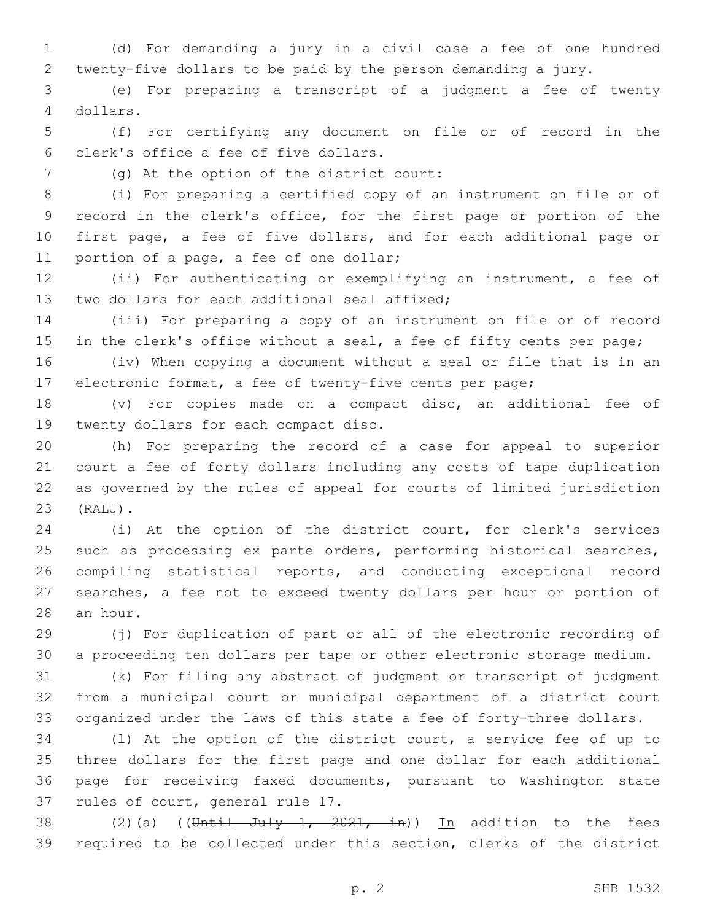(d) For demanding a jury in a civil case a fee of one hundred twenty-five dollars to be paid by the person demanding a jury.

(e) For preparing a transcript of a judgment a fee of twenty dollars.

(f) For certifying any document on file or of record in the clerk's office a fee of five dollars.

(g) At the option of the district court:

(i) For preparing a certified copy of an instrument on file or of record in the clerk's office, for the first page or portion of the first page, a fee of five dollars, and for each additional page or portion of a page, a fee of one dollar;

(ii) For authenticating or exemplifying an instrument, a fee of two dollars for each additional seal affixed;

(iii) For preparing a copy of an instrument on file or of record in the clerk's office without a seal, a fee of fifty cents per page;

(iv) When copying a document without a seal or file that is in an electronic format, a fee of twenty-five cents per page;

(v) For copies made on a compact disc, an additional fee of twenty dollars for each compact disc.

(h) For preparing the record of a case for appeal to superior court a fee of forty dollars including any costs of tape duplication as governed by the rules of appeal for courts of limited jurisdiction (RALJ).

(i) At the option of the district court, for clerk's services such as processing ex parte orders, performing historical searches, compiling statistical reports, and conducting exceptional record searches, a fee not to exceed twenty dollars per hour or portion of an hour.

(j) For duplication of part or all of the electronic recording of a proceeding ten dollars per tape or other electronic storage medium.

(k) For filing any abstract of judgment or transcript of judgment from a municipal court or municipal department of a district court organized under the laws of this state a fee of forty-three dollars.

(l) At the option of the district court, a service fee of up to three dollars for the first page and one dollar for each additional page for receiving faxed documents, pursuant to Washington state rules of court, general rule 17.

(2)(a) ((~~Until July 1, 2021, in~~)) In addition to the fees required to be collected under this section, clerks of the district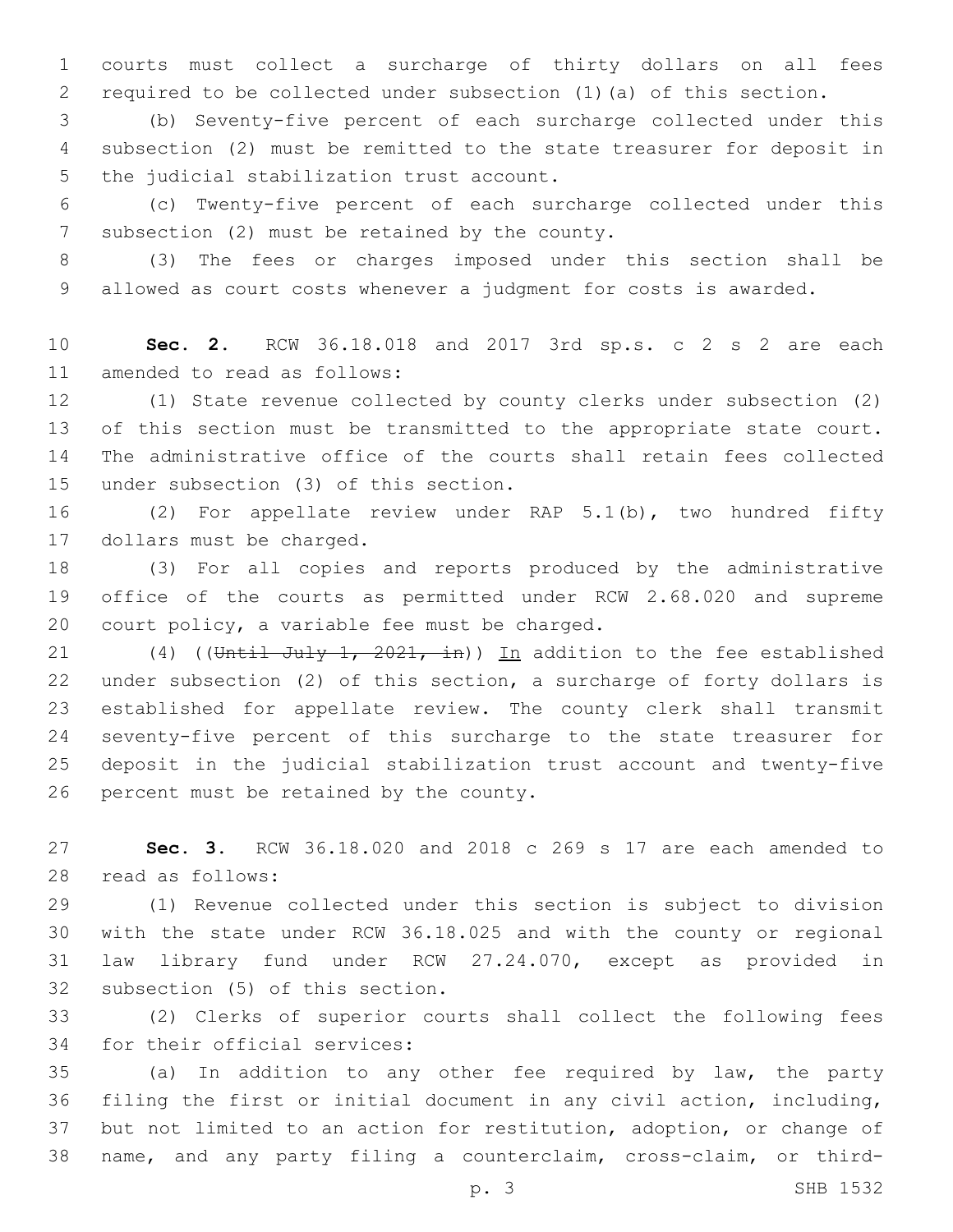courts must collect a surcharge of thirty dollars on all fees required to be collected under subsection (1)(a) of this section.

(b) Seventy-five percent of each surcharge collected under this subsection (2) must be remitted to the state treasurer for deposit in the judicial stabilization trust account.

(c) Twenty-five percent of each surcharge collected under this subsection (2) must be retained by the county.

(3) The fees or charges imposed under this section shall be allowed as court costs whenever a judgment for costs is awarded.

**Sec. 2.** RCW 36.18.018 and 2017 3rd sp.s. c 2 s 2 are each amended to read as follows:

(1) State revenue collected by county clerks under subsection (2) of this section must be transmitted to the appropriate state court. The administrative office of the courts shall retain fees collected under subsection (3) of this section.

(2) For appellate review under RAP 5.1(b), two hundred fifty dollars must be charged.

(3) For all copies and reports produced by the administrative office of the courts as permitted under RCW 2.68.020 and supreme court policy, a variable fee must be charged.

(4) ((~~Until July 1, 2021, in~~)) In addition to the fee established under subsection (2) of this section, a surcharge of forty dollars is established for appellate review. The county clerk shall transmit seventy-five percent of this surcharge to the state treasurer for deposit in the judicial stabilization trust account and twenty-five percent must be retained by the county.

**Sec. 3.** RCW 36.18.020 and 2018 c 269 s 17 are each amended to read as follows:

(1) Revenue collected under this section is subject to division with the state under RCW 36.18.025 and with the county or regional law library fund under RCW 27.24.070, except as provided in subsection (5) of this section.

(2) Clerks of superior courts shall collect the following fees for their official services:

(a) In addition to any other fee required by law, the party filing the first or initial document in any civil action, including, but not limited to an action for restitution, adoption, or change of name, and any party filing a counterclaim, cross-claim, or third-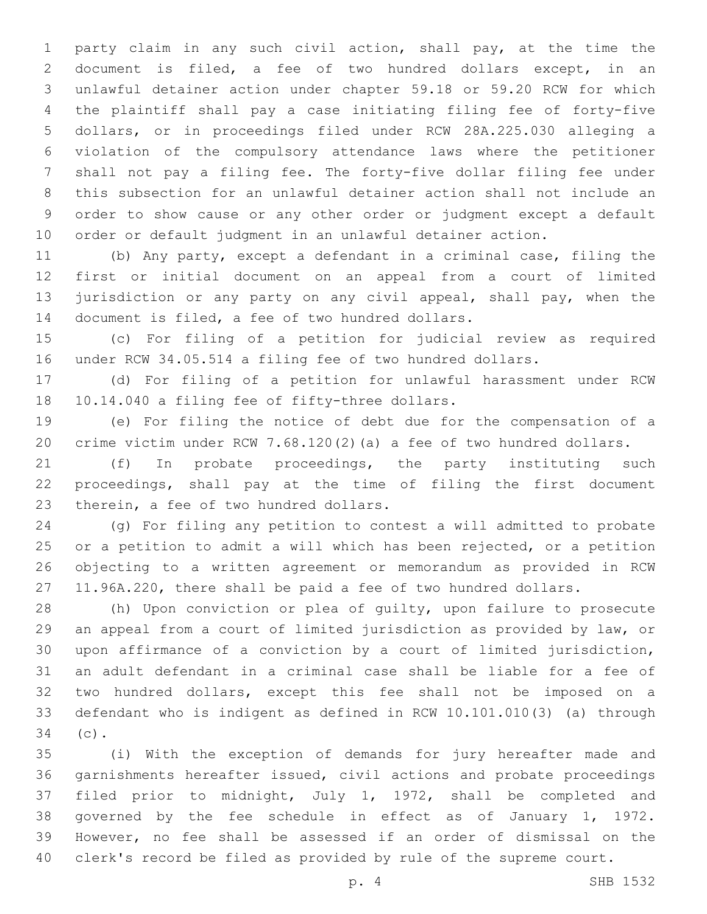party claim in any such civil action, shall pay, at the time the document is filed, a fee of two hundred dollars except, in an unlawful detainer action under chapter 59.18 or 59.20 RCW for which the plaintiff shall pay a case initiating filing fee of forty-five dollars, or in proceedings filed under RCW 28A.225.030 alleging a violation of the compulsory attendance laws where the petitioner shall not pay a filing fee. The forty-five dollar filing fee under this subsection for an unlawful detainer action shall not include an order to show cause or any other order or judgment except a default order or default judgment in an unlawful detainer action.

(b) Any party, except a defendant in a criminal case, filing the first or initial document on an appeal from a court of limited jurisdiction or any party on any civil appeal, shall pay, when the document is filed, a fee of two hundred dollars.

(c) For filing of a petition for judicial review as required under RCW 34.05.514 a filing fee of two hundred dollars.

(d) For filing of a petition for unlawful harassment under RCW 10.14.040 a filing fee of fifty-three dollars.

(e) For filing the notice of debt due for the compensation of a crime victim under RCW 7.68.120(2)(a) a fee of two hundred dollars.

(f) In probate proceedings, the party instituting such proceedings, shall pay at the time of filing the first document therein, a fee of two hundred dollars.

(g) For filing any petition to contest a will admitted to probate or a petition to admit a will which has been rejected, or a petition objecting to a written agreement or memorandum as provided in RCW 11.96A.220, there shall be paid a fee of two hundred dollars.

(h) Upon conviction or plea of guilty, upon failure to prosecute an appeal from a court of limited jurisdiction as provided by law, or upon affirmance of a conviction by a court of limited jurisdiction, an adult defendant in a criminal case shall be liable for a fee of two hundred dollars, except this fee shall not be imposed on a defendant who is indigent as defined in RCW 10.101.010(3) (a) through (c).

(i) With the exception of demands for jury hereafter made and garnishments hereafter issued, civil actions and probate proceedings filed prior to midnight, July 1, 1972, shall be completed and governed by the fee schedule in effect as of January 1, 1972. However, no fee shall be assessed if an order of dismissal on the clerk's record be filed as provided by rule of the supreme court.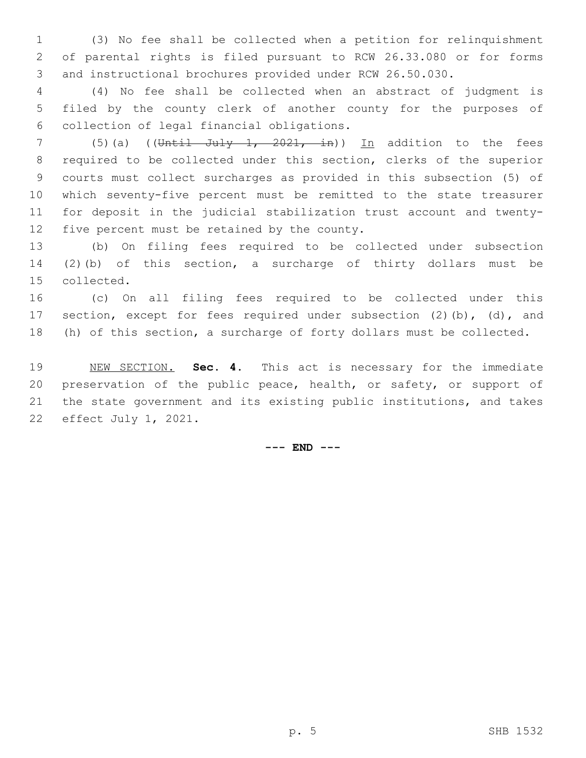(3) No fee shall be collected when a petition for relinquishment of parental rights is filed pursuant to RCW 26.33.080 or for forms and instructional brochures provided under RCW 26.50.030.

(4) No fee shall be collected when an abstract of judgment is filed by the county clerk of another county for the purposes of collection of legal financial obligations.

(5)(a) ((~~Until July 1, 2021, in~~)) <u>In</u> addition to the fees required to be collected under this section, clerks of the superior courts must collect surcharges as provided in this subsection (5) of which seventy-five percent must be remitted to the state treasurer for deposit in the judicial stabilization trust account and twenty-five percent must be retained by the county.

(b) On filing fees required to be collected under subsection (2)(b) of this section, a surcharge of thirty dollars must be collected.

(c) On all filing fees required to be collected under this section, except for fees required under subsection (2)(b), (d), and (h) of this section, a surcharge of forty dollars must be collected.

<u>NEW SECTION.</u> **Sec. 4.** This act is necessary for the immediate preservation of the public peace, health, or safety, or support of the state government and its existing public institutions, and takes effect July 1, 2021.

**--- END ---**